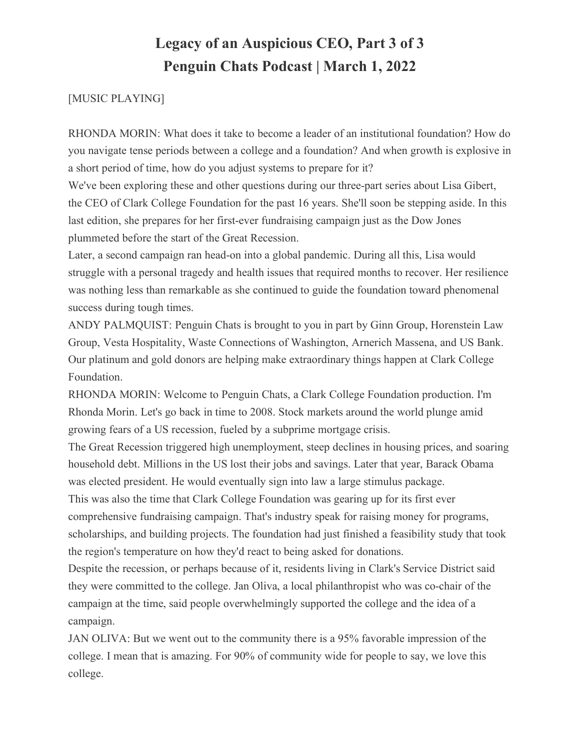# Legacy of an Auspicious CEO, Part 3 of 3
# Penguin Chats Podcast | March 1, 2022

[MUSIC PLAYING]

RHONDA MORIN: What does it take to become a leader of an institutional foundation? How do you navigate tense periods between a college and a foundation? And when growth is explosive in a short period of time, how do you adjust systems to prepare for it?

We've been exploring these and other questions during our three-part series about Lisa Gibert, the CEO of Clark College Foundation for the past 16 years. She'll soon be stepping aside. In this last edition, she prepares for her first-ever fundraising campaign just as the Dow Jones plummeted before the start of the Great Recession.

Later, a second campaign ran head-on into a global pandemic. During all this, Lisa would struggle with a personal tragedy and health issues that required months to recover. Her resilience was nothing less than remarkable as she continued to guide the foundation toward phenomenal success during tough times.

ANDY PALMQUIST: Penguin Chats is brought to you in part by Ginn Group, Horenstein Law Group, Vesta Hospitality, Waste Connections of Washington, Arnerich Massena, and US Bank. Our platinum and gold donors are helping make extraordinary things happen at Clark College Foundation.

RHONDA MORIN: Welcome to Penguin Chats, a Clark College Foundation production. I'm Rhonda Morin. Let's go back in time to 2008. Stock markets around the world plunge amid growing fears of a US recession, fueled by a subprime mortgage crisis.

The Great Recession triggered high unemployment, steep declines in housing prices, and soaring household debt. Millions in the US lost their jobs and savings. Later that year, Barack Obama was elected president. He would eventually sign into law a large stimulus package.

This was also the time that Clark College Foundation was gearing up for its first ever comprehensive fundraising campaign. That's industry speak for raising money for programs, scholarships, and building projects. The foundation had just finished a feasibility study that took the region's temperature on how they'd react to being asked for donations.

Despite the recession, or perhaps because of it, residents living in Clark's Service District said they were committed to the college. Jan Oliva, a local philanthropist who was co-chair of the campaign at the time, said people overwhelmingly supported the college and the idea of a campaign.

JAN OLIVA: But we went out to the community there is a 95% favorable impression of the college. I mean that is amazing. For 90% of community wide for people to say, we love this college.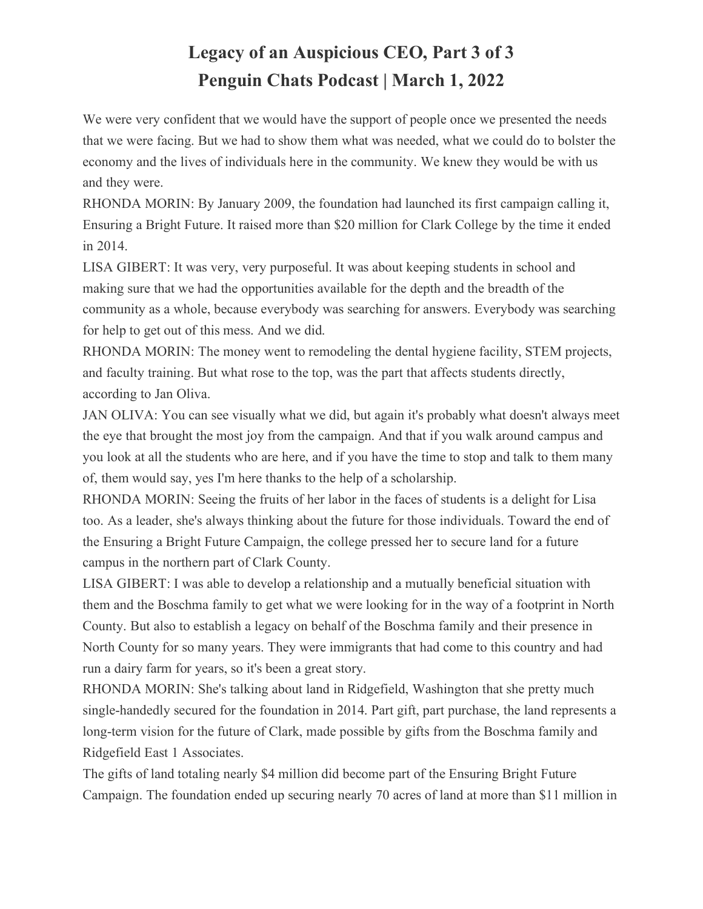# Legacy of an Auspicious CEO, Part 3 of 3

# Penguin Chats Podcast | March 1, 2022

We were very confident that we would have the support of people once we presented the needs that we were facing. But we had to show them what was needed, what we could do to bolster the economy and the lives of individuals here in the community. We knew they would be with us and they were.

RHONDA MORIN: By January 2009, the foundation had launched its first campaign calling it, Ensuring a Bright Future. It raised more than $20 million for Clark College by the time it ended in 2014.

LISA GIBERT: It was very, very purposeful. It was about keeping students in school and making sure that we had the opportunities available for the depth and the breadth of the community as a whole, because everybody was searching for answers. Everybody was searching for help to get out of this mess. And we did.

RHONDA MORIN: The money went to remodeling the dental hygiene facility, STEM projects, and faculty training. But what rose to the top, was the part that affects students directly, according to Jan Oliva.

JAN OLIVA: You can see visually what we did, but again it's probably what doesn't always meet the eye that brought the most joy from the campaign. And that if you walk around campus and you look at all the students who are here, and if you have the time to stop and talk to them many of, them would say, yes I'm here thanks to the help of a scholarship.

RHONDA MORIN: Seeing the fruits of her labor in the faces of students is a delight for Lisa too. As a leader, she's always thinking about the future for those individuals. Toward the end of the Ensuring a Bright Future Campaign, the college pressed her to secure land for a future campus in the northern part of Clark County.

LISA GIBERT: I was able to develop a relationship and a mutually beneficial situation with them and the Boschma family to get what we were looking for in the way of a footprint in North County. But also to establish a legacy on behalf of the Boschma family and their presence in North County for so many years. They were immigrants that had come to this country and had run a dairy farm for years, so it's been a great story.

RHONDA MORIN: She's talking about land in Ridgefield, Washington that she pretty much single-handedly secured for the foundation in 2014. Part gift, part purchase, the land represents a long-term vision for the future of Clark, made possible by gifts from the Boschma family and Ridgefield East 1 Associates.

The gifts of land totaling nearly $4 million did become part of the Ensuring Bright Future Campaign. The foundation ended up securing nearly 70 acres of land at more than $11 million in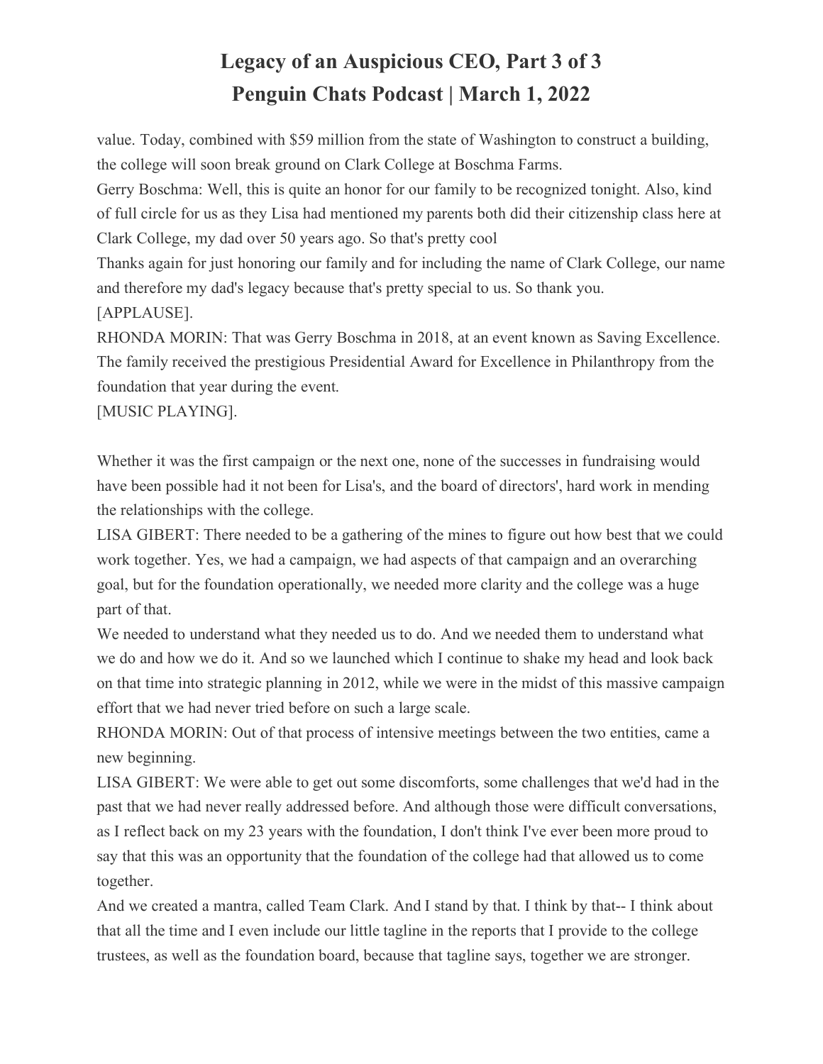value. Today, combined with $59 million from the state of Washington to construct a building, the college will soon break ground on Clark College at Boschma Farms.

Gerry Boschma: Well, this is quite an honor for our family to be recognized tonight. Also, kind of full circle for us as they Lisa had mentioned my parents both did their citizenship class here at Clark College, my dad over 50 years ago. So that's pretty cool

Thanks again for just honoring our family and for including the name of Clark College, our name and therefore my dad's legacy because that's pretty special to us. So thank you.

[APPLAUSE].

RHONDA MORIN: That was Gerry Boschma in 2018, at an event known as Saving Excellence. The family received the prestigious Presidential Award for Excellence in Philanthropy from the foundation that year during the event.

[MUSIC PLAYING].

Whether it was the first campaign or the next one, none of the successes in fundraising would have been possible had it not been for Lisa's, and the board of directors', hard work in mending the relationships with the college.

LISA GIBERT: There needed to be a gathering of the mines to figure out how best that we could work together. Yes, we had a campaign, we had aspects of that campaign and an overarching goal, but for the foundation operationally, we needed more clarity and the college was a huge part of that.

We needed to understand what they needed us to do. And we needed them to understand what we do and how we do it. And so we launched which I continue to shake my head and look back on that time into strategic planning in 2012, while we were in the midst of this massive campaign effort that we had never tried before on such a large scale.

RHONDA MORIN: Out of that process of intensive meetings between the two entities, came a new beginning.

LISA GIBERT: We were able to get out some discomforts, some challenges that we'd had in the past that we had never really addressed before. And although those were difficult conversations, as I reflect back on my 23 years with the foundation, I don't think I've ever been more proud to say that this was an opportunity that the foundation of the college had that allowed us to come together.

And we created a mantra, called Team Clark. And I stand by that. I think by that-- I think about that all the time and I even include our little tagline in the reports that I provide to the college trustees, as well as the foundation board, because that tagline says, together we are stronger.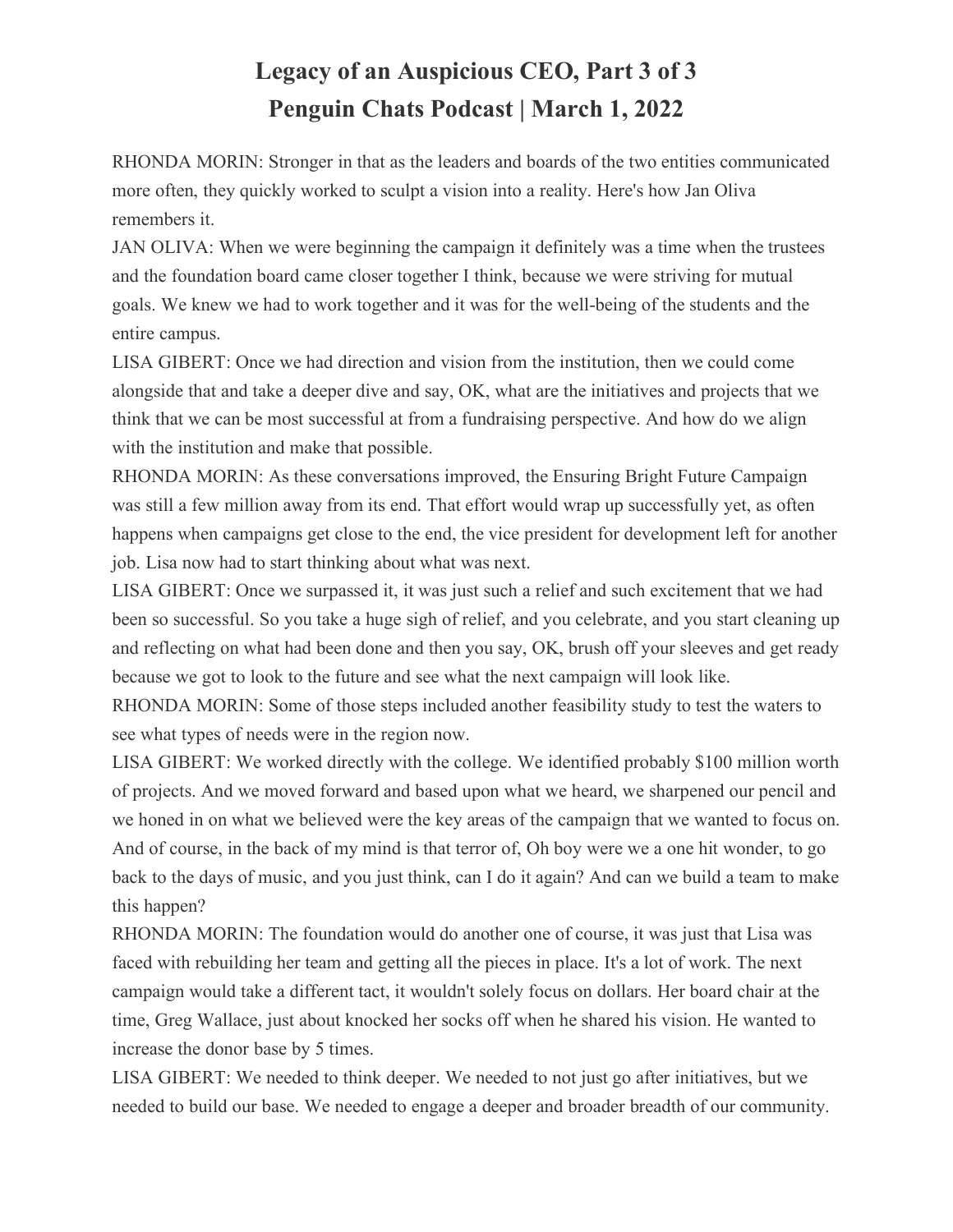# Legacy of an Auspicious CEO, Part 3 of 3
# Penguin Chats Podcast | March 1, 2022

RHONDA MORIN: Stronger in that as the leaders and boards of the two entities communicated more often, they quickly worked to sculpt a vision into a reality. Here's how Jan Oliva remembers it.

JAN OLIVA: When we were beginning the campaign it definitely was a time when the trustees and the foundation board came closer together I think, because we were striving for mutual goals. We knew we had to work together and it was for the well-being of the students and the entire campus.

LISA GIBERT: Once we had direction and vision from the institution, then we could come alongside that and take a deeper dive and say, OK, what are the initiatives and projects that we think that we can be most successful at from a fundraising perspective. And how do we align with the institution and make that possible.

RHONDA MORIN: As these conversations improved, the Ensuring Bright Future Campaign was still a few million away from its end. That effort would wrap up successfully yet, as often happens when campaigns get close to the end, the vice president for development left for another job. Lisa now had to start thinking about what was next.

LISA GIBERT: Once we surpassed it, it was just such a relief and such excitement that we had been so successful. So you take a huge sigh of relief, and you celebrate, and you start cleaning up and reflecting on what had been done and then you say, OK, brush off your sleeves and get ready because we got to look to the future and see what the next campaign will look like.

RHONDA MORIN: Some of those steps included another feasibility study to test the waters to see what types of needs were in the region now.

LISA GIBERT: We worked directly with the college. We identified probably $100 million worth of projects. And we moved forward and based upon what we heard, we sharpened our pencil and we honed in on what we believed were the key areas of the campaign that we wanted to focus on. And of course, in the back of my mind is that terror of, Oh boy were we a one hit wonder, to go back to the days of music, and you just think, can I do it again? And can we build a team to make this happen?

RHONDA MORIN: The foundation would do another one of course, it was just that Lisa was faced with rebuilding her team and getting all the pieces in place. It's a lot of work. The next campaign would take a different tact, it wouldn't solely focus on dollars. Her board chair at the time, Greg Wallace, just about knocked her socks off when he shared his vision. He wanted to increase the donor base by 5 times.

LISA GIBERT: We needed to think deeper. We needed to not just go after initiatives, but we needed to build our base. We needed to engage a deeper and broader breadth of our community.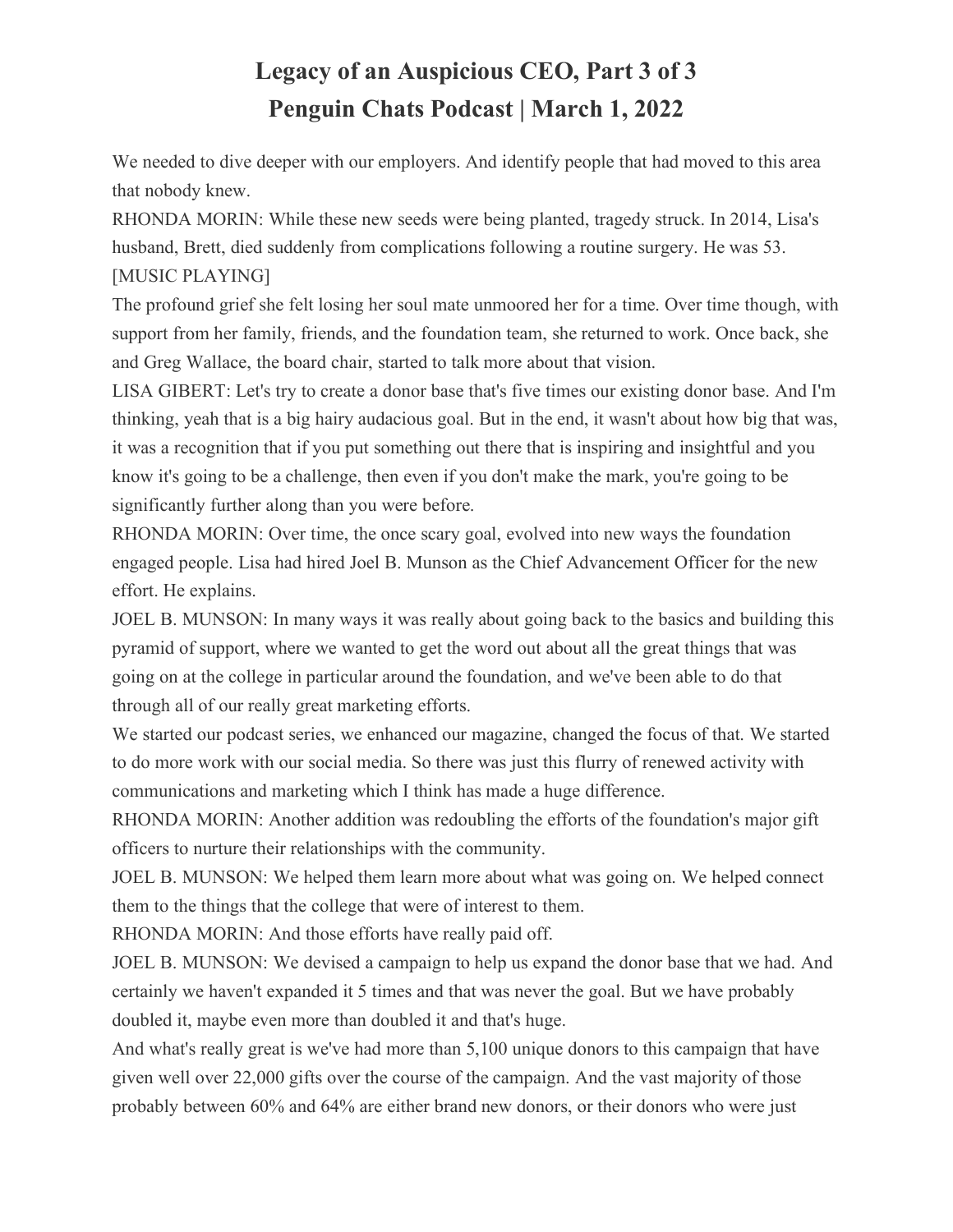# Legacy of an Auspicious CEO, Part 3 of 3
# Penguin Chats Podcast | March 1, 2022

We needed to dive deeper with our employers. And identify people that had moved to this area that nobody knew.

RHONDA MORIN: While these new seeds were being planted, tragedy struck. In 2014, Lisa's husband, Brett, died suddenly from complications following a routine surgery. He was 53.

[MUSIC PLAYING]

The profound grief she felt losing her soul mate unmoored her for a time. Over time though, with support from her family, friends, and the foundation team, she returned to work. Once back, she and Greg Wallace, the board chair, started to talk more about that vision.

LISA GIBERT: Let's try to create a donor base that's five times our existing donor base. And I'm thinking, yeah that is a big hairy audacious goal. But in the end, it wasn't about how big that was, it was a recognition that if you put something out there that is inspiring and insightful and you know it's going to be a challenge, then even if you don't make the mark, you're going to be significantly further along than you were before.

RHONDA MORIN: Over time, the once scary goal, evolved into new ways the foundation engaged people. Lisa had hired Joel B. Munson as the Chief Advancement Officer for the new effort. He explains.

JOEL B. MUNSON: In many ways it was really about going back to the basics and building this pyramid of support, where we wanted to get the word out about all the great things that was going on at the college in particular around the foundation, and we've been able to do that through all of our really great marketing efforts.

We started our podcast series, we enhanced our magazine, changed the focus of that. We started to do more work with our social media. So there was just this flurry of renewed activity with communications and marketing which I think has made a huge difference.

RHONDA MORIN: Another addition was redoubling the efforts of the foundation's major gift officers to nurture their relationships with the community.

JOEL B. MUNSON: We helped them learn more about what was going on. We helped connect them to the things that the college that were of interest to them.

RHONDA MORIN: And those efforts have really paid off.

JOEL B. MUNSON: We devised a campaign to help us expand the donor base that we had. And certainly we haven't expanded it 5 times and that was never the goal. But we have probably doubled it, maybe even more than doubled it and that's huge.

And what's really great is we've had more than 5,100 unique donors to this campaign that have given well over 22,000 gifts over the course of the campaign. And the vast majority of those probably between 60% and 64% are either brand new donors, or their donors who were just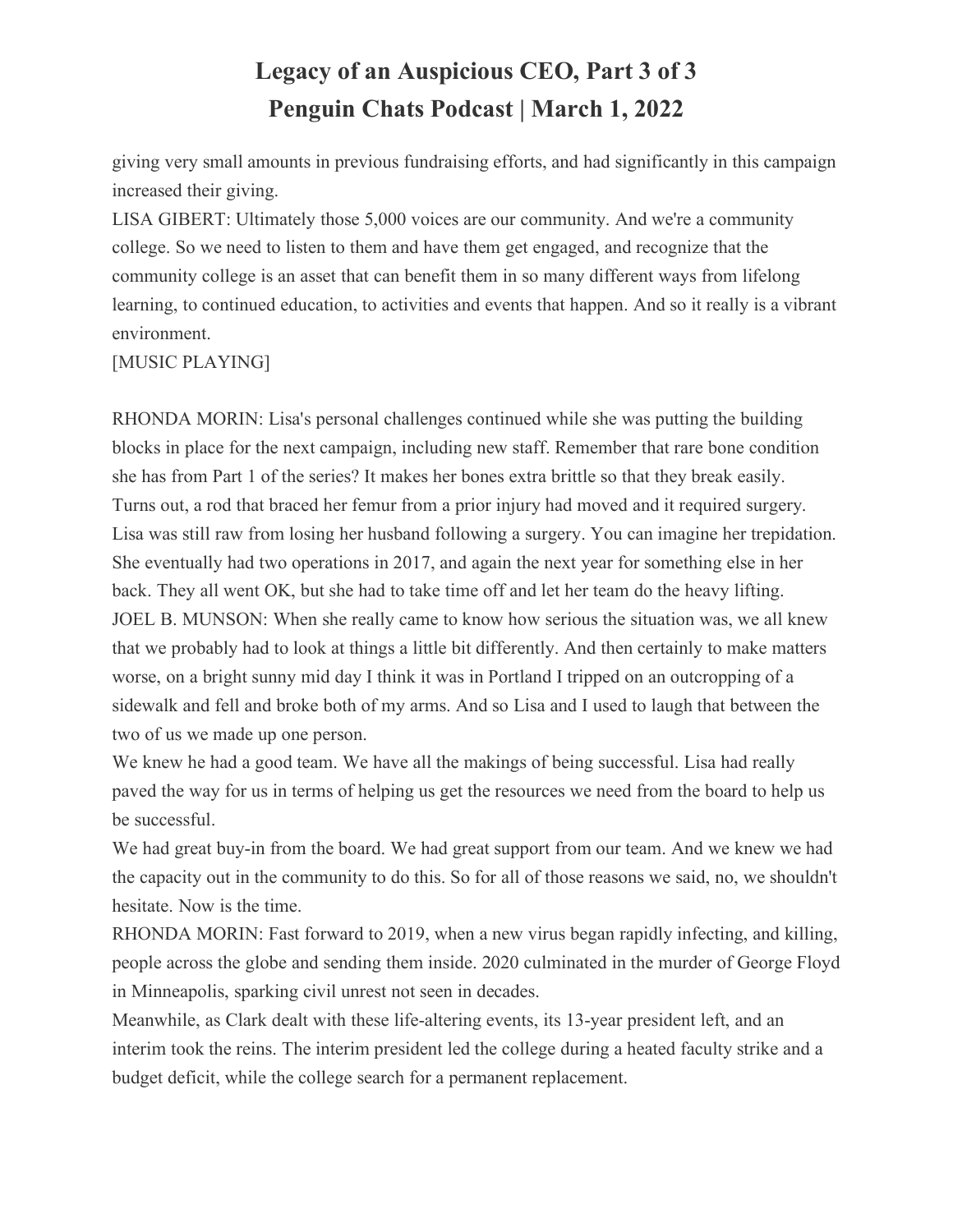giving very small amounts in previous fundraising efforts, and had significantly in this campaign increased their giving.

LISA GIBERT: Ultimately those 5,000 voices are our community. And we're a community college. So we need to listen to them and have them get engaged, and recognize that the community college is an asset that can benefit them in so many different ways from lifelong learning, to continued education, to activities and events that happen. And so it really is a vibrant environment.

[MUSIC PLAYING]

RHONDA MORIN: Lisa's personal challenges continued while she was putting the building blocks in place for the next campaign, including new staff. Remember that rare bone condition she has from Part 1 of the series? It makes her bones extra brittle so that they break easily. Turns out, a rod that braced her femur from a prior injury had moved and it required surgery. Lisa was still raw from losing her husband following a surgery. You can imagine her trepidation. She eventually had two operations in 2017, and again the next year for something else in her back. They all went OK, but she had to take time off and let her team do the heavy lifting.

JOEL B. MUNSON: When she really came to know how serious the situation was, we all knew that we probably had to look at things a little bit differently. And then certainly to make matters worse, on a bright sunny mid day I think it was in Portland I tripped on an outcropping of a sidewalk and fell and broke both of my arms. And so Lisa and I used to laugh that between the two of us we made up one person.

We knew he had a good team. We have all the makings of being successful. Lisa had really paved the way for us in terms of helping us get the resources we need from the board to help us be successful.

We had great buy-in from the board. We had great support from our team. And we knew we had the capacity out in the community to do this. So for all of those reasons we said, no, we shouldn't hesitate. Now is the time.

RHONDA MORIN: Fast forward to 2019, when a new virus began rapidly infecting, and killing, people across the globe and sending them inside. 2020 culminated in the murder of George Floyd in Minneapolis, sparking civil unrest not seen in decades.

Meanwhile, as Clark dealt with these life-altering events, its 13-year president left, and an interim took the reins. The interim president led the college during a heated faculty strike and a budget deficit, while the college search for a permanent replacement.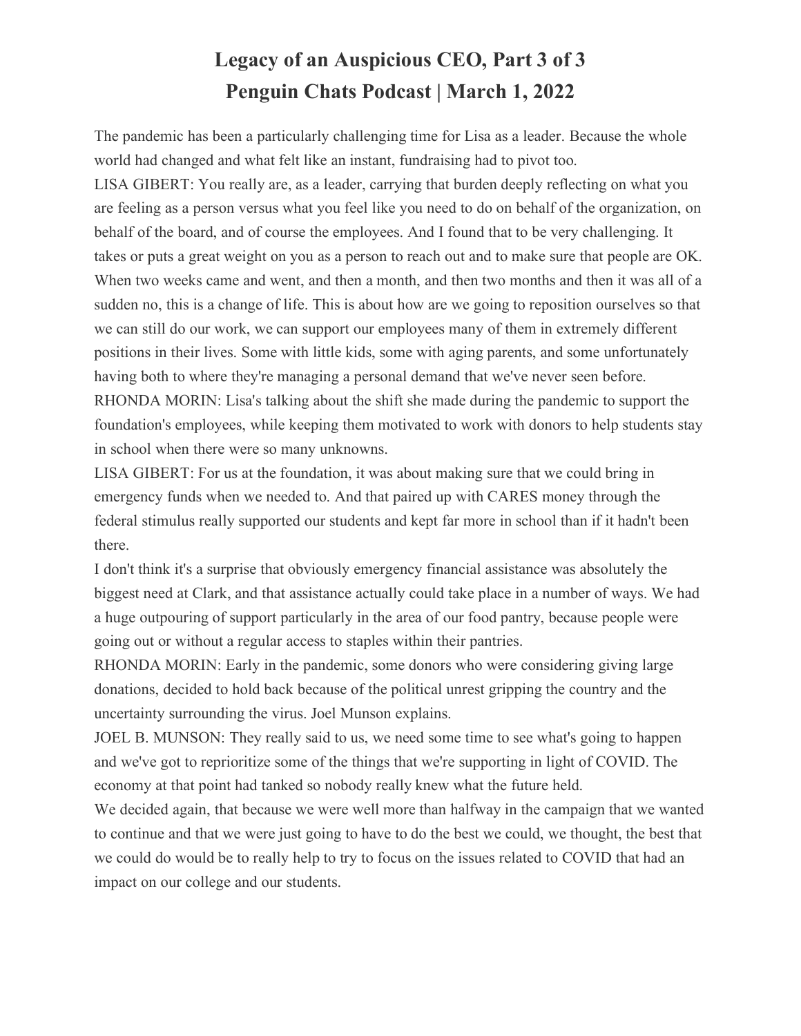# Legacy of an Auspicious CEO, Part 3 of 3
# Penguin Chats Podcast | March 1, 2022

The pandemic has been a particularly challenging time for Lisa as a leader. Because the whole world had changed and what felt like an instant, fundraising had to pivot too.

LISA GIBERT: You really are, as a leader, carrying that burden deeply reflecting on what you are feeling as a person versus what you feel like you need to do on behalf of the organization, on behalf of the board, and of course the employees. And I found that to be very challenging. It takes or puts a great weight on you as a person to reach out and to make sure that people are OK. When two weeks came and went, and then a month, and then two months and then it was all of a sudden no, this is a change of life. This is about how are we going to reposition ourselves so that we can still do our work, we can support our employees many of them in extremely different positions in their lives. Some with little kids, some with aging parents, and some unfortunately having both to where they're managing a personal demand that we've never seen before.

RHONDA MORIN: Lisa's talking about the shift she made during the pandemic to support the foundation's employees, while keeping them motivated to work with donors to help students stay in school when there were so many unknowns.

LISA GIBERT: For us at the foundation, it was about making sure that we could bring in emergency funds when we needed to. And that paired up with CARES money through the federal stimulus really supported our students and kept far more in school than if it hadn't been there.

I don't think it's a surprise that obviously emergency financial assistance was absolutely the biggest need at Clark, and that assistance actually could take place in a number of ways. We had a huge outpouring of support particularly in the area of our food pantry, because people were going out or without a regular access to staples within their pantries.

RHONDA MORIN: Early in the pandemic, some donors who were considering giving large donations, decided to hold back because of the political unrest gripping the country and the uncertainty surrounding the virus. Joel Munson explains.

JOEL B. MUNSON: They really said to us, we need some time to see what's going to happen and we've got to reprioritize some of the things that we're supporting in light of COVID. The economy at that point had tanked so nobody really knew what the future held.

We decided again, that because we were well more than halfway in the campaign that we wanted to continue and that we were just going to have to do the best we could, we thought, the best that we could do would be to really help to try to focus on the issues related to COVID that had an impact on our college and our students.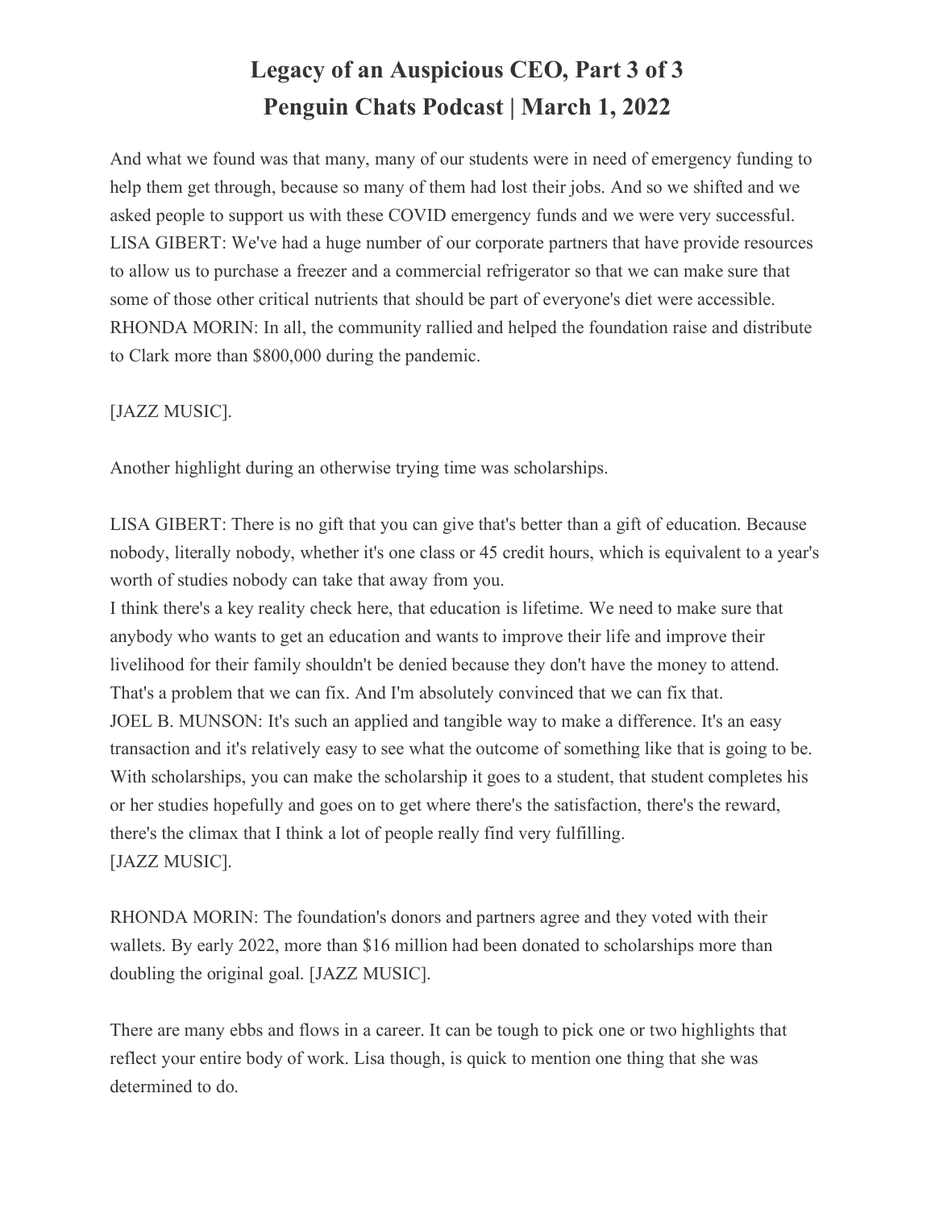# Legacy of an Auspicious CEO, Part 3 of 3
# Penguin Chats Podcast | March 1, 2022

And what we found was that many, many of our students were in need of emergency funding to help them get through, because so many of them had lost their jobs. And so we shifted and we asked people to support us with these COVID emergency funds and we were very successful.
LISA GIBERT: We've had a huge number of our corporate partners that have provide resources to allow us to purchase a freezer and a commercial refrigerator so that we can make sure that some of those other critical nutrients that should be part of everyone's diet were accessible.
RHONDA MORIN: In all, the community rallied and helped the foundation raise and distribute to Clark more than $800,000 during the pandemic.

[JAZZ MUSIC].

Another highlight during an otherwise trying time was scholarships.

LISA GIBERT: There is no gift that you can give that's better than a gift of education. Because nobody, literally nobody, whether it's one class or 45 credit hours, which is equivalent to a year's worth of studies nobody can take that away from you.
I think there's a key reality check here, that education is lifetime. We need to make sure that anybody who wants to get an education and wants to improve their life and improve their livelihood for their family shouldn't be denied because they don't have the money to attend. That's a problem that we can fix. And I'm absolutely convinced that we can fix that.
JOEL B. MUNSON: It's such an applied and tangible way to make a difference. It's an easy transaction and it's relatively easy to see what the outcome of something like that is going to be. With scholarships, you can make the scholarship it goes to a student, that student completes his or her studies hopefully and goes on to get where there's the satisfaction, there's the reward, there's the climax that I think a lot of people really find very fulfilling.
[JAZZ MUSIC].

RHONDA MORIN: The foundation's donors and partners agree and they voted with their wallets. By early 2022, more than $16 million had been donated to scholarships more than doubling the original goal. [JAZZ MUSIC].

There are many ebbs and flows in a career. It can be tough to pick one or two highlights that reflect your entire body of work. Lisa though, is quick to mention one thing that she was determined to do.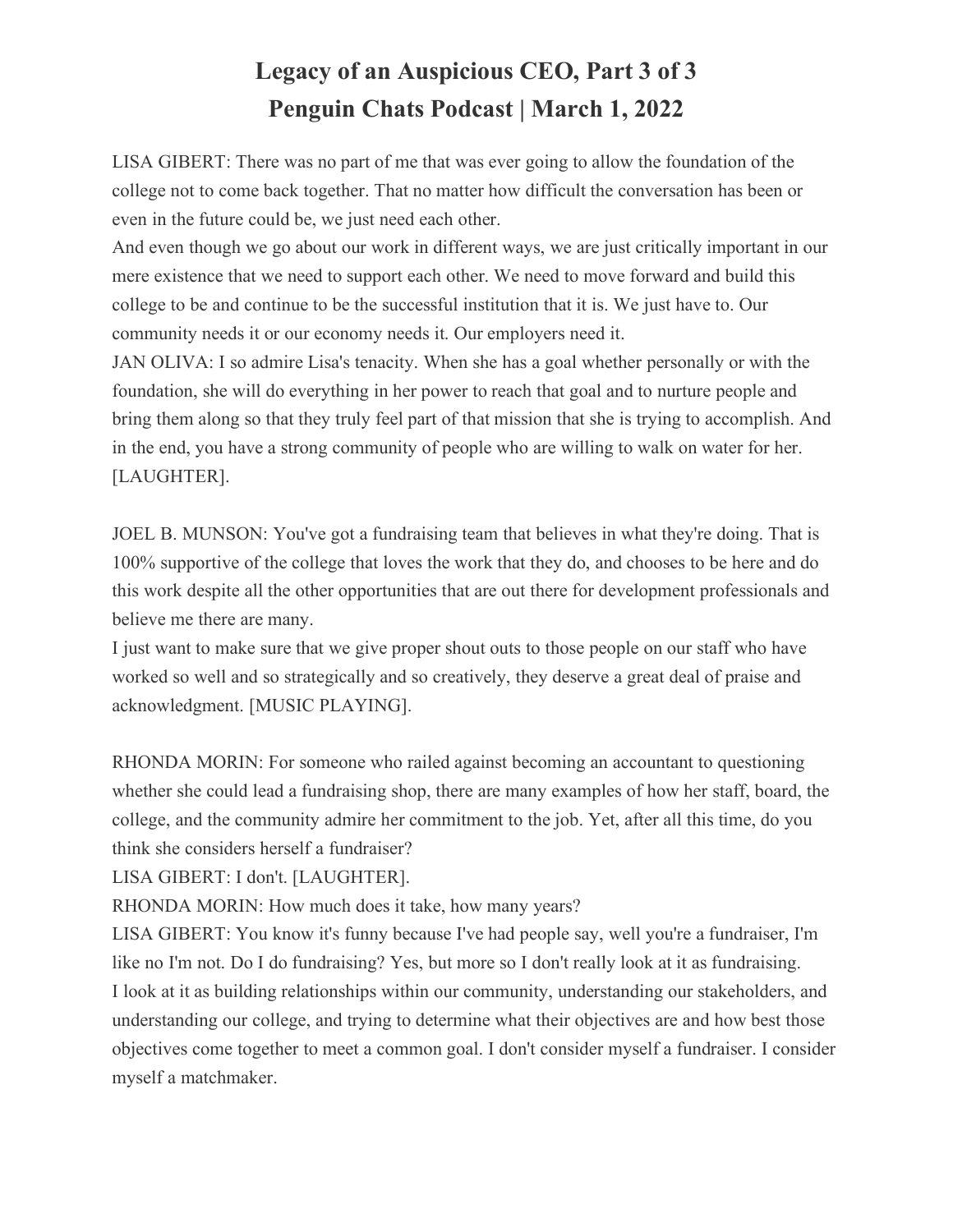# Legacy of an Auspicious CEO, Part 3 of 3
# Penguin Chats Podcast | March 1, 2022

LISA GIBERT: There was no part of me that was ever going to allow the foundation of the college not to come back together. That no matter how difficult the conversation has been or even in the future could be, we just need each other.

And even though we go about our work in different ways, we are just critically important in our mere existence that we need to support each other. We need to move forward and build this college to be and continue to be the successful institution that it is. We just have to. Our community needs it or our economy needs it. Our employers need it.

JAN OLIVA: I so admire Lisa's tenacity. When she has a goal whether personally or with the foundation, she will do everything in her power to reach that goal and to nurture people and bring them along so that they truly feel part of that mission that she is trying to accomplish. And in the end, you have a strong community of people who are willing to walk on water for her. [LAUGHTER].

JOEL B. MUNSON: You've got a fundraising team that believes in what they're doing. That is 100% supportive of the college that loves the work that they do, and chooses to be here and do this work despite all the other opportunities that are out there for development professionals and believe me there are many.

I just want to make sure that we give proper shout outs to those people on our staff who have worked so well and so strategically and so creatively, they deserve a great deal of praise and acknowledgment. [MUSIC PLAYING].

RHONDA MORIN: For someone who railed against becoming an accountant to questioning whether she could lead a fundraising shop, there are many examples of how her staff, board, the college, and the community admire her commitment to the job. Yet, after all this time, do you think she considers herself a fundraiser?

LISA GIBERT: I don't. [LAUGHTER].

RHONDA MORIN: How much does it take, how many years?

LISA GIBERT: You know it's funny because I've had people say, well you're a fundraiser, I'm like no I'm not. Do I do fundraising? Yes, but more so I don't really look at it as fundraising. I look at it as building relationships within our community, understanding our stakeholders, and understanding our college, and trying to determine what their objectives are and how best those objectives come together to meet a common goal. I don't consider myself a fundraiser. I consider myself a matchmaker.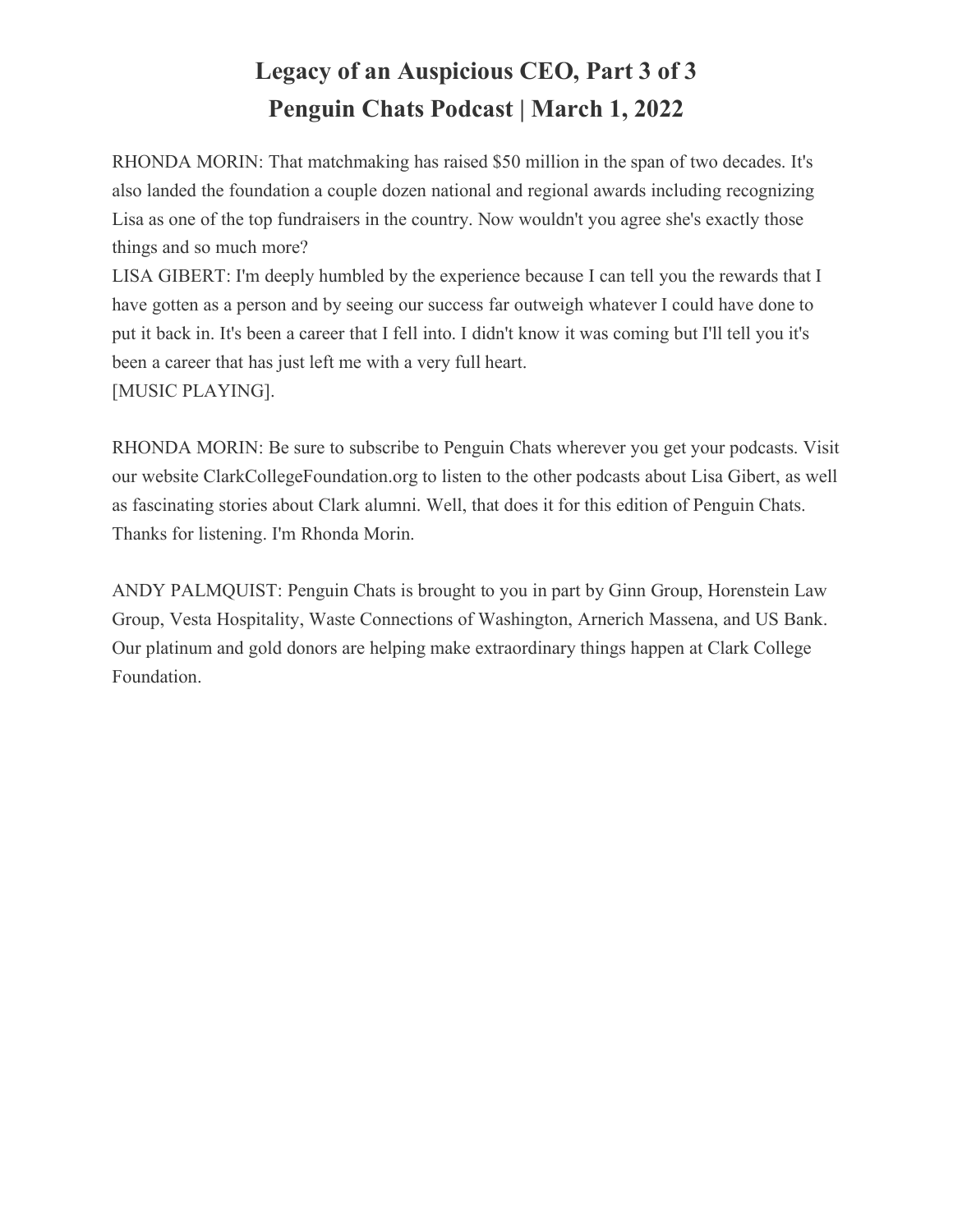# Legacy of an Auspicious CEO, Part 3 of 3
# Penguin Chats Podcast | March 1, 2022

RHONDA MORIN: That matchmaking has raised $50 million in the span of two decades. It's also landed the foundation a couple dozen national and regional awards including recognizing Lisa as one of the top fundraisers in the country. Now wouldn't you agree she's exactly those things and so much more?

LISA GIBERT: I'm deeply humbled by the experience because I can tell you the rewards that I have gotten as a person and by seeing our success far outweigh whatever I could have done to put it back in. It's been a career that I fell into. I didn't know it was coming but I'll tell you it's been a career that has just left me with a very full heart.

[MUSIC PLAYING].

RHONDA MORIN: Be sure to subscribe to Penguin Chats wherever you get your podcasts. Visit our website ClarkCollegeFoundation.org to listen to the other podcasts about Lisa Gibert, as well as fascinating stories about Clark alumni. Well, that does it for this edition of Penguin Chats. Thanks for listening. I'm Rhonda Morin.

ANDY PALMQUIST: Penguin Chats is brought to you in part by Ginn Group, Horenstein Law Group, Vesta Hospitality, Waste Connections of Washington, Arnerich Massena, and US Bank. Our platinum and gold donors are helping make extraordinary things happen at Clark College Foundation.